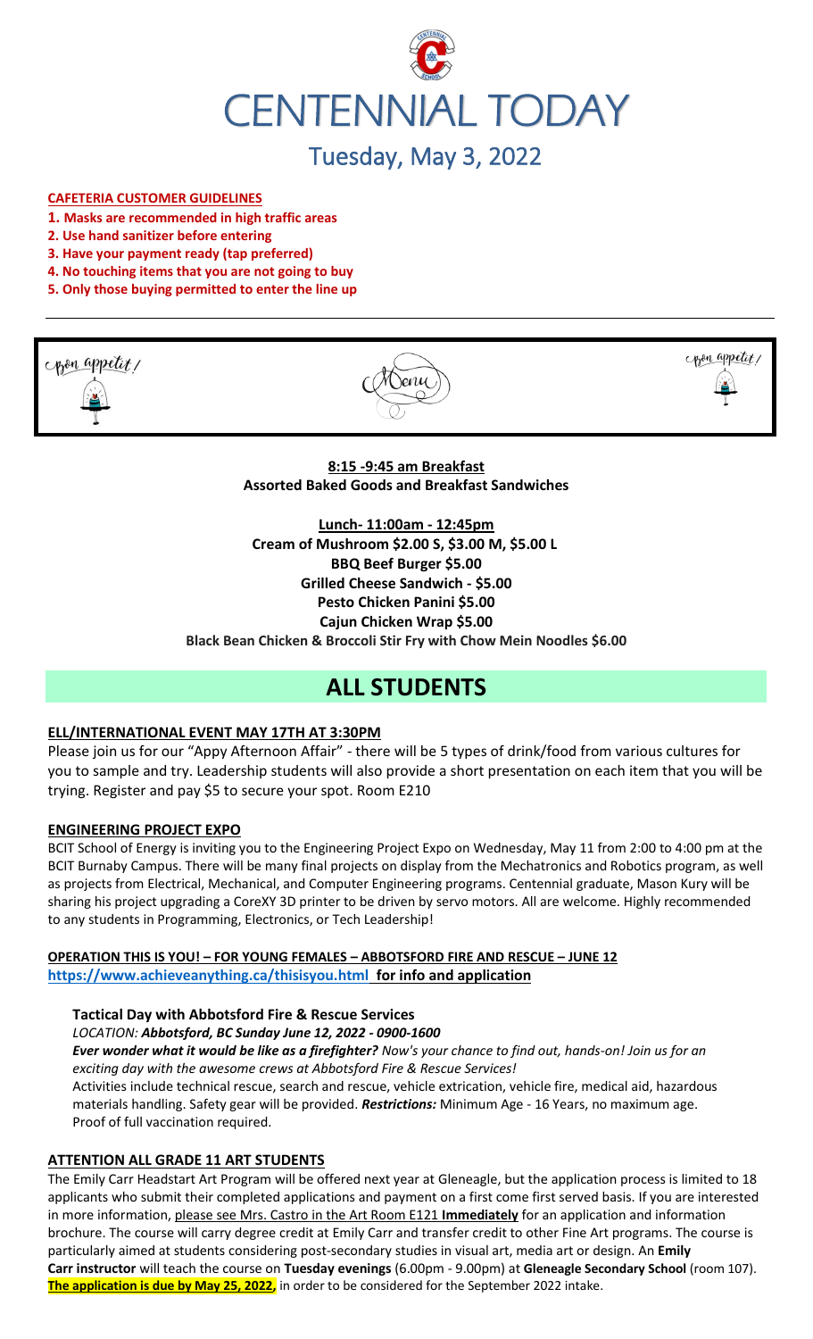# CENTENNIAL TODAY

## Tuesday, May 3, 2022

**CAFETERIA CUSTOMER GUIDELINES**

1. **Masks are recommended in high traffic areas**
2. **Use hand sanitizer before entering**
3. **Have your payment ready (tap preferred)**
4. **No touching items that you are not going to buy**
5. **Only those buying permitted to enter the line up**

Bon appetit! Menu Bon appetit!

**8:15 -9:45 am Breakfast**
**Assorted Baked Goods and Breakfast Sandwiches**

**Lunch- 11:00am - 12:45pm**
**Cream of Mushroom $2.00 S, $3.00 M, $5.00 L**
**BBQ Beef Burger $5.00**
**Grilled Cheese Sandwich - $5.00**
**Pesto Chicken Panini $5.00**
**Cajun Chicken Wrap $5.00**
**Black Bean Chicken & Broccoli Stir Fry with Chow Mein Noodles $6.00**

# ALL STUDENTS

**ELL/INTERNATIONAL EVENT MAY 17TH AT 3:30PM**

Please join us for our "Appy Afternoon Affair" - there will be 5 types of drink/food from various cultures for you to sample and try. Leadership students will also provide a short presentation on each item that you will be trying. Register and pay $5 to secure your spot. Room E210

**ENGINEERING PROJECT EXPO**

BCIT School of Energy is inviting you to the Engineering Project Expo on Wednesday, May 11 from 2:00 to 4:00 pm at the BCIT Burnaby Campus. There will be many final projects on display from the Mechatronics and Robotics program, as well as projects from Electrical, Mechanical, and Computer Engineering programs. Centennial graduate, Mason Kury will be sharing his project upgrading a CoreXY 3D printer to be driven by servo motors. All are welcome. Highly recommended to any students in Programming, Electronics, or Tech Leadership!

**OPERATION THIS IS YOU! – FOR YOUNG FEMALES – ABBOTSFORD FIRE AND RESCUE – JUNE 12**
**https://www.achieveanything.ca/thisisyou.html for info and application**

**Tactical Day with Abbotsford Fire & Rescue Services**

*LOCATION: **Abbotsford, BC Sunday June 12, 2022 - 0900-1600***

***Ever wonder what it would be like as a firefighter?** Now's your chance to find out, hands-on! Join us for an exciting day with the awesome crews at Abbotsford Fire & Rescue Services!*

Activities include technical rescue, search and rescue, vehicle extrication, vehicle fire, medical aid, hazardous materials handling. Safety gear will be provided. ***Restrictions:*** Minimum Age - 16 Years, no maximum age. Proof of full vaccination required.

**ATTENTION ALL GRADE 11 ART STUDENTS**

The Emily Carr Headstart Art Program will be offered next year at Gleneagle, but the application process is limited to 18 applicants who submit their completed applications and payment on a first come first served basis. If you are interested in more information, please see Mrs. Castro in the Art Room E121 **Immediately** for an application and information brochure. The course will carry degree credit at Emily Carr and transfer credit to other Fine Art programs. The course is particularly aimed at students considering post-secondary studies in visual art, media art or design. An **Emily Carr instructor** will teach the course on **Tuesday evenings** (6.00pm - 9.00pm) at **Gleneagle Secondary School** (room 107). **The application is due by May 25, 2022,** in order to be considered for the September 2022 intake.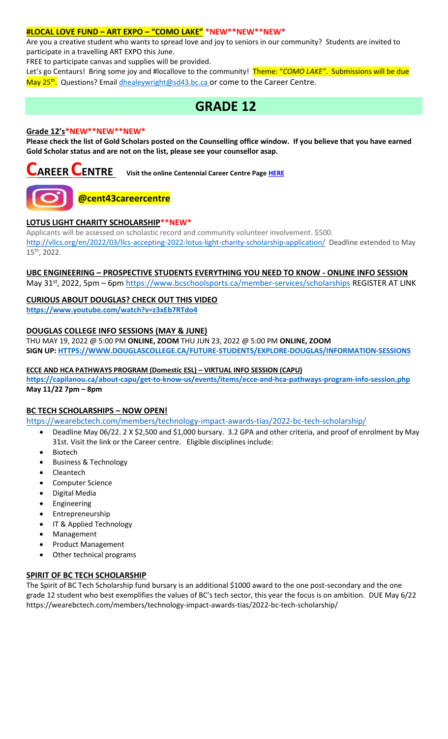**#LOCAL LOVE FUND – ART EXPO – "COMO LAKE"** *NEW**NEW**NEW*

Are you a creative student who wants to spread love and joy to seniors in our community? Students are invited to participate in a travelling ART EXPO this June.

FREE to participate canvas and supplies will be provided.

Let's go Centaurs! Bring some joy and #locallove to the community! Theme: "*COMO LAKE*". Submissions will be due May 25th. Questions? Email dhealeywright@sd43.bc.ca or come to the Career Centre.

# GRADE 12

**Grade 12's** *NEW**NEW**NEW*

**Please check the list of Gold Scholars posted on the Counselling office window. If you believe that you have earned Gold Scholar status and are not on the list, please see your counsellor asap.**

## CAREER CENTRE

**Visit the online Centennial Career Centre Page HERE**

**@cent43careercentre**

**LOTUS LIGHT CHARITY SCHOLARSHIP** **NEW*

Applicants will be assessed on scholastic record and community volunteer involvement. $500.
http://vllcs.org/en/2022/03/llcs-accepting-2022-lotus-light-charity-scholarship-application/ Deadline extended to May 15th, 2022.

**UBC ENGINEERING – PROSPECTIVE STUDENTS EVERYTHING YOU NEED TO KNOW - ONLINE INFO SESSION**

May 31st, 2022, 5pm – 6pm https://www.bcschoolsports.ca/member-services/scholarships REGISTER AT LINK

**CURIOUS ABOUT DOUGLAS? CHECK OUT THIS VIDEO**

**https://www.youtube.com/watch?v=z3xEb7RTdo4**

**DOUGLAS COLLEGE INFO SESSIONS (MAY & JUNE)**

THU MAY 19, 2022 @ 5:00 PM **ONLINE, ZOOM** THU JUN 23, 2022 @ 5:00 PM **ONLINE, ZOOM**
**SIGN UP: HTTPS://WWW.DOUGLASCOLLEGE.CA/FUTURE-STUDENTS/EXPLORE-DOUGLAS/INFORMATION-SESSIONS**

**ECCE AND HCA PATHWAYS PROGRAM (Domestic ESL) – VIRTUAL INFO SESSION (CAPU)**

**https://capilanou.ca/about-capu/get-to-know-us/events/items/ecce-and-hca-pathways-program-info-session.php**
**May 11/22 7pm – 8pm**

**BC TECH SCHOLARSHIPS – NOW OPEN!**

https://wearebctech.com/members/technology-impact-awards-tias/2022-bc-tech-scholarship/

- Deadline May 06/22. 2 X $2,500 and $1,000 bursary. 3.2 GPA and other criteria, and proof of enrolment by May 31st. Visit the link or the Career centre. Eligible disciplines include:
- Biotech
- Business & Technology
- Cleantech
- Computer Science
- Digital Media
- Engineering
- Entrepreneurship
- IT & Applied Technology
- Management
- Product Management
- Other technical programs

**SPIRIT OF BC TECH SCHOLARSHIP**

The Spirit of BC Tech Scholarship fund bursary is an additional $1000 award to the one post-secondary and the one grade 12 student who best exemplifies the values of BC's tech sector, this year the focus is on ambition. DUE May 6/22
https://wearebctech.com/members/technology-impact-awards-tias/2022-bc-tech-scholarship/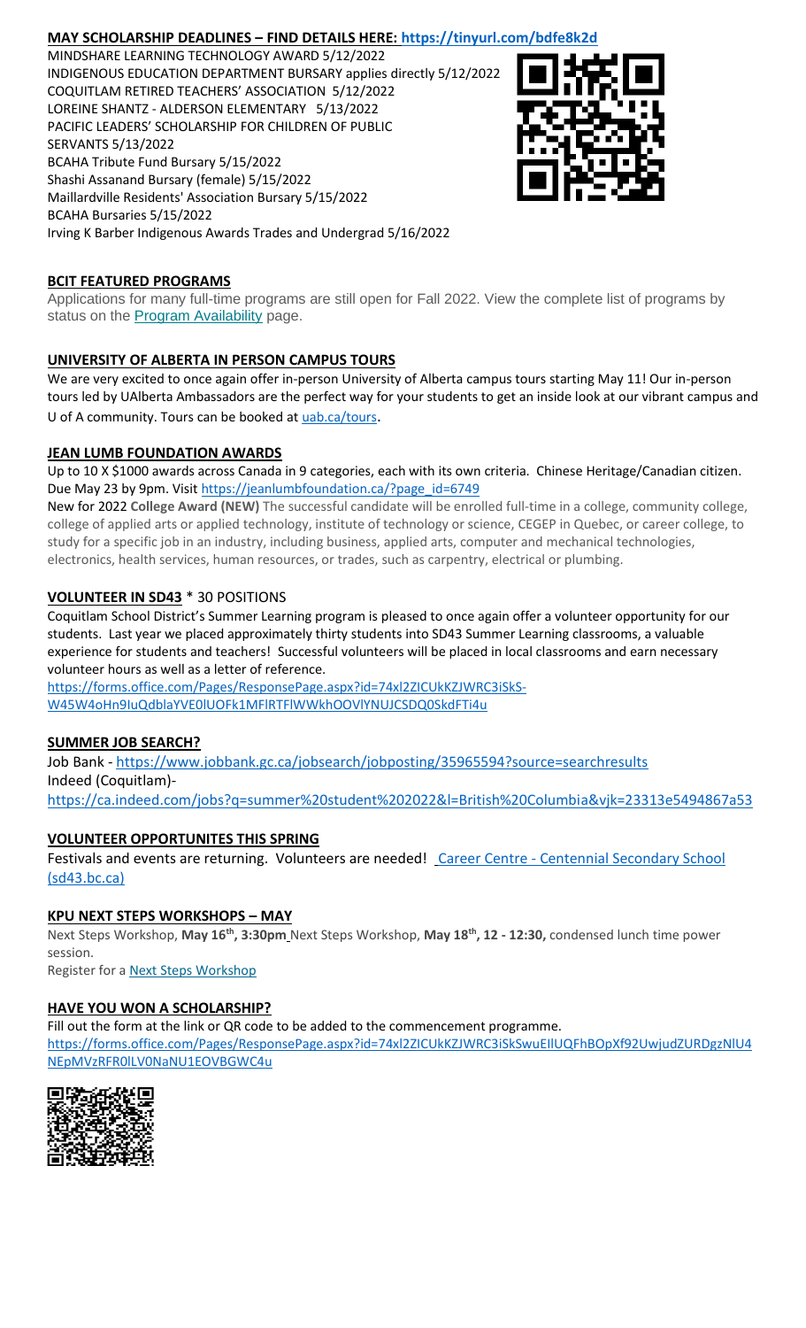**MAY SCHOLARSHIP DEADLINES – FIND DETAILS HERE: https://tinyurl.com/bdfe8k2d**

MINDSHARE LEARNING TECHNOLOGY AWARD 5/12/2022
INDIGENOUS EDUCATION DEPARTMENT BURSARY applies directly 5/12/2022
COQUITLAM RETIRED TEACHERS' ASSOCIATION 5/12/2022
LOREINE SHANTZ - ALDERSON ELEMENTARY 5/13/2022
PACIFIC LEADERS' SCHOLARSHIP FOR CHILDREN OF PUBLIC SERVANTS 5/13/2022
BCAHA Tribute Fund Bursary 5/15/2022
Shashi Assanand Bursary (female) 5/15/2022
Maillardville Residents' Association Bursary 5/15/2022
BCAHA Bursaries 5/15/2022
Irving K Barber Indigenous Awards Trades and Undergrad 5/16/2022

**BCIT FEATURED PROGRAMS**

Applications for many full-time programs are still open for Fall 2022. View the complete list of programs by status on the Program Availability page.

**UNIVERSITY OF ALBERTA IN PERSON CAMPUS TOURS**

We are very excited to once again offer in-person University of Alberta campus tours starting May 11! Our in-person tours led by UAlberta Ambassadors are the perfect way for your students to get an inside look at our vibrant campus and U of A community. Tours can be booked at uab.ca/tours.

**JEAN LUMB FOUNDATION AWARDS**

Up to 10 X $1000 awards across Canada in 9 categories, each with its own criteria. Chinese Heritage/Canadian citizen. Due May 23 by 9pm. Visit https://jeanlumbfoundation.ca/?page_id=6749

New for 2022 **College Award (NEW)** The successful candidate will be enrolled full-time in a college, community college, college of applied arts or applied technology, institute of technology or science, CEGEP in Quebec, or career college, to study for a specific job in an industry, including business, applied arts, computer and mechanical technologies, electronics, health services, human resources, or trades, such as carpentry, electrical or plumbing.

**VOLUNTEER IN SD43** * 30 POSITIONS

Coquitlam School District's Summer Learning program is pleased to once again offer a volunteer opportunity for our students. Last year we placed approximately thirty students into SD43 Summer Learning classrooms, a valuable experience for students and teachers! Successful volunteers will be placed in local classrooms and earn necessary volunteer hours as well as a letter of reference.

https://forms.office.com/Pages/ResponsePage.aspx?id=74xl2ZICUkKZJWRC3iSkS-W45W4oHn9IuQdbIaYVE0lUOFk1MFlRTFlWWkhOOVlYNUJCSDQ0SkdFTi4u

**SUMMER JOB SEARCH?**

Job Bank - https://www.jobbank.gc.ca/jobsearch/jobposting/35965594?source=searchresults
Indeed (Coquitlam)-
https://ca.indeed.com/jobs?q=summer%20student%202022&l=British%20Columbia&vjk=23313e5494867a53

**VOLUNTEER OPPORTUNITES THIS SPRING**

Festivals and events are returning. Volunteers are needed! Career Centre - Centennial Secondary School (sd43.bc.ca)

**KPU NEXT STEPS WORKSHOPS – MAY**

Next Steps Workshop, **May 16th, 3:30pm** Next Steps Workshop, **May 18th, 12 - 12:30,** condensed lunch time power session.
Register for a Next Steps Workshop

**HAVE YOU WON A SCHOLARSHIP?**

Fill out the form at the link or QR code to be added to the commencement programme.
https://forms.office.com/Pages/ResponsePage.aspx?id=74xl2ZICUkKZJWRC3iSkSwuEIlUQFhBOpXf92UwjudZURDgzNlU4NEpMVzRFR0lLV0NaNU1EOVBGWC4u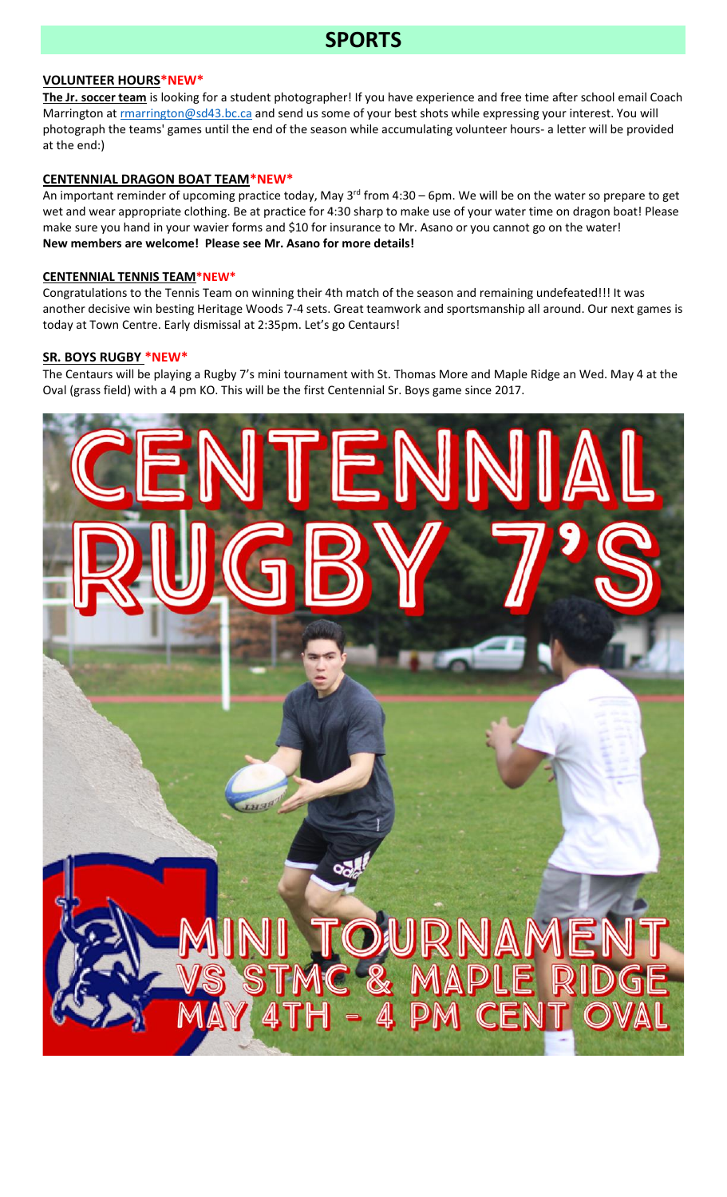# SPORTS

**VOLUNTEER HOURS*NEW***

**The Jr. soccer team** is looking for a student photographer! If you have experience and free time after school email Coach Marrington at rmarrington@sd43.bc.ca and send us some of your best shots while expressing your interest. You will photograph the teams' games until the end of the season while accumulating volunteer hours- a letter will be provided at the end:)

**CENTENNIAL DRAGON BOAT TEAM*NEW***

An important reminder of upcoming practice today, May 3rd from 4:30 – 6pm. We will be on the water so prepare to get wet and wear appropriate clothing. Be at practice for 4:30 sharp to make use of your water time on dragon boat! Please make sure you hand in your wavier forms and $10 for insurance to Mr. Asano or you cannot go on the water!
**New members are welcome! Please see Mr. Asano for more details!**

**CENTENNIAL TENNIS TEAM*NEW***

Congratulations to the Tennis Team on winning their 4th match of the season and remaining undefeated!!! It was another decisive win besting Heritage Woods 7-4 sets. Great teamwork and sportsmanship all around. Our next games is today at Town Centre. Early dismissal at 2:35pm. Let's go Centaurs!

**SR. BOYS RUGBY *NEW***

The Centaurs will be playing a Rugby 7's mini tournament with St. Thomas More and Maple Ridge an Wed. May 4 at the Oval (grass field) with a 4 pm KO. This will be the first Centennial Sr. Boys game since 2017.

CENTENNIAL RUGBY 7'S

MINI TOURNAMENT
VS STMC & MAPLE RIDGE
MAY 4TH – 4 PM CENT OVAL